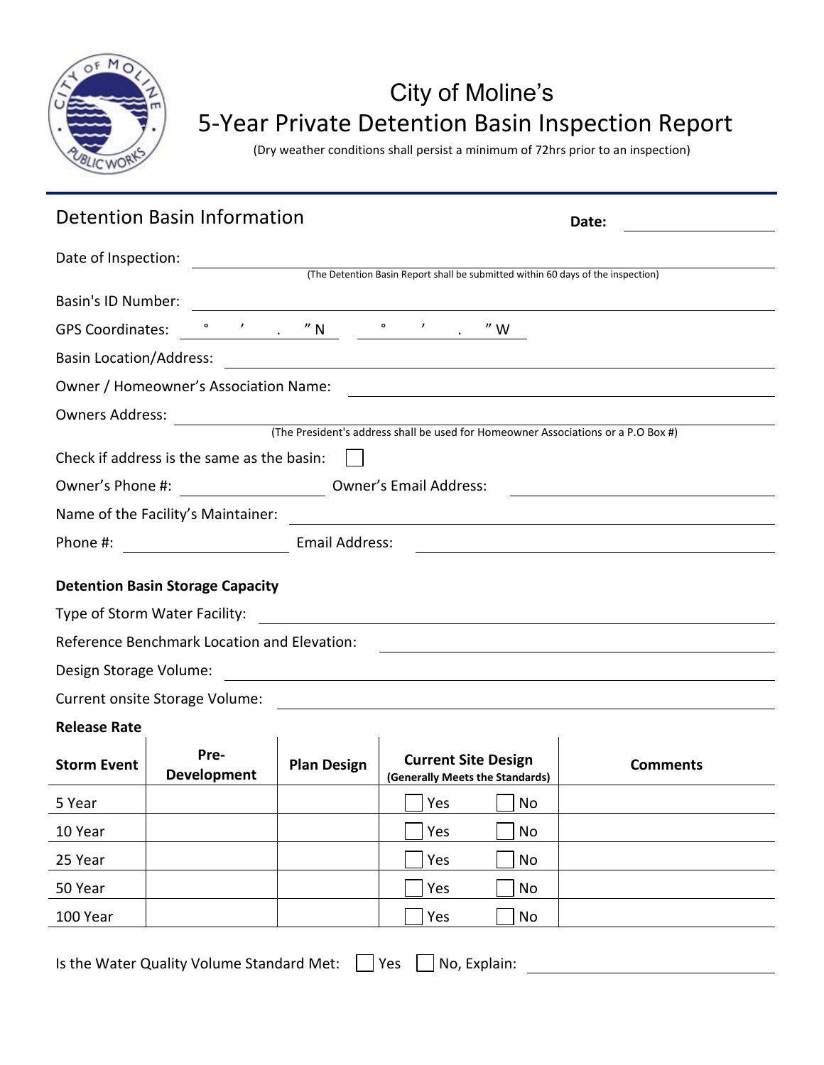# City of Moline's
# 5-Year Private Detention Basin Inspection Report

(Dry weather conditions shall persist a minimum of 72hrs prior to an inspection)

## Detention Basin Information

**Date:** ____________________

Date of Inspection: ____________________
(The Detention Basin Report shall be submitted within 60 days of the inspection)

Basin's ID Number: ____________________

GPS Coordinates: ° ' . " N ° ' . " W

Basin Location/Address: ____________________

Owner / Homeowner's Association Name: ____________________

Owners Address: ____________________
(The President's address shall be used for Homeowner Associations or a P.O Box #)

Check if address is the same as the basin: ☐

Owner's Phone #: ____________________ Owner's Email Address: ____________________

Name of the Facility's Maintainer: ____________________

Phone #: ____________________ Email Address: ____________________

**Detention Basin Storage Capacity**

Type of Storm Water Facility: ____________________

Reference Benchmark Location and Elevation: ____________________

Design Storage Volume: ____________________

Current onsite Storage Volume: ____________________

**Release Rate**

| Storm Event | Pre-Development | Plan Design | Current Site Design (Generally Meets the Standards) | Comments |
|---|---|---|---|---|
| 5 Year | | | ☐ Yes ☐ No | |
| 10 Year | | | ☐ Yes ☐ No | |
| 25 Year | | | ☐ Yes ☐ No | |
| 50 Year | | | ☐ Yes ☐ No | |
| 100 Year | | | ☐ Yes ☐ No | |

Is the Water Quality Volume Standard Met: ☐ Yes ☐ No, Explain: ____________________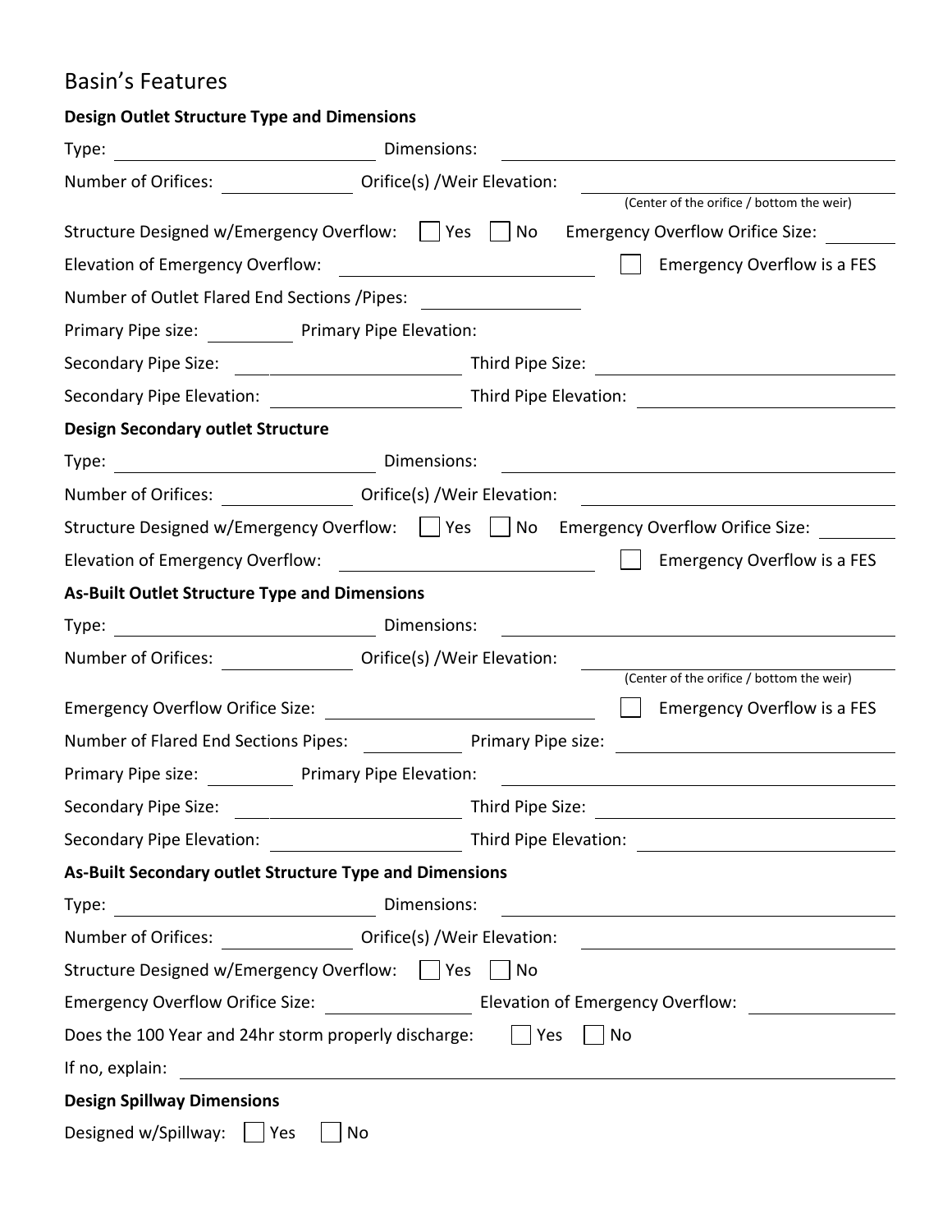## Basin's Features

**Design Outlet Structure Type and Dimensions**

Type: ______________________ Dimensions: ______________________

Number of Orifices: __________ Orifice(s) /Weir Elevation: ______________________
(Center of the orifice / bottom the weir)

Structure Designed w/Emergency Overflow: ☐ Yes ☐ No Emergency Overflow Orifice Size: ______

Elevation of Emergency Overflow: ______________________ ☐ Emergency Overflow is a FES

Number of Outlet Flared End Sections /Pipes: ______________

Primary Pipe size: ________ Primary Pipe Elevation:

Secondary Pipe Size: ______________________ Third Pipe Size: ______________________

Secondary Pipe Elevation: ______________________ Third Pipe Elevation: ______________________

**Design Secondary outlet Structure**

Type: ______________________ Dimensions: ______________________

Number of Orifices: __________ Orifice(s) /Weir Elevation: ______________________

Structure Designed w/Emergency Overflow: ☐ Yes ☐ No Emergency Overflow Orifice Size: ______

Elevation of Emergency Overflow: ______________________ ☐ Emergency Overflow is a FES

**As-Built Outlet Structure Type and Dimensions**

Type: ______________________ Dimensions: ______________________

Number of Orifices: __________ Orifice(s) /Weir Elevation: ______________________
(Center of the orifice / bottom the weir)

Emergency Overflow Orifice Size: ______________________ ☐ Emergency Overflow is a FES

Number of Flared End Sections Pipes: __________ Primary Pipe size: ______________________

Primary Pipe size: ________ Primary Pipe Elevation: ______________________

Secondary Pipe Size: ______________________ Third Pipe Size: ______________________

Secondary Pipe Elevation: ______________________ Third Pipe Elevation: ______________________

**As-Built Secondary outlet Structure Type and Dimensions**

Type: ______________________ Dimensions: ______________________

Number of Orifices: __________ Orifice(s) /Weir Elevation: ______________________

Structure Designed w/Emergency Overflow: ☐ Yes ☐ No

Emergency Overflow Orifice Size: ______________ Elevation of Emergency Overflow: ______________

Does the 100 Year and 24hr storm properly discharge: ☐ Yes ☐ No

If no, explain: ______________________________________________

**Design Spillway Dimensions**

Designed w/Spillway: ☐ Yes ☐ No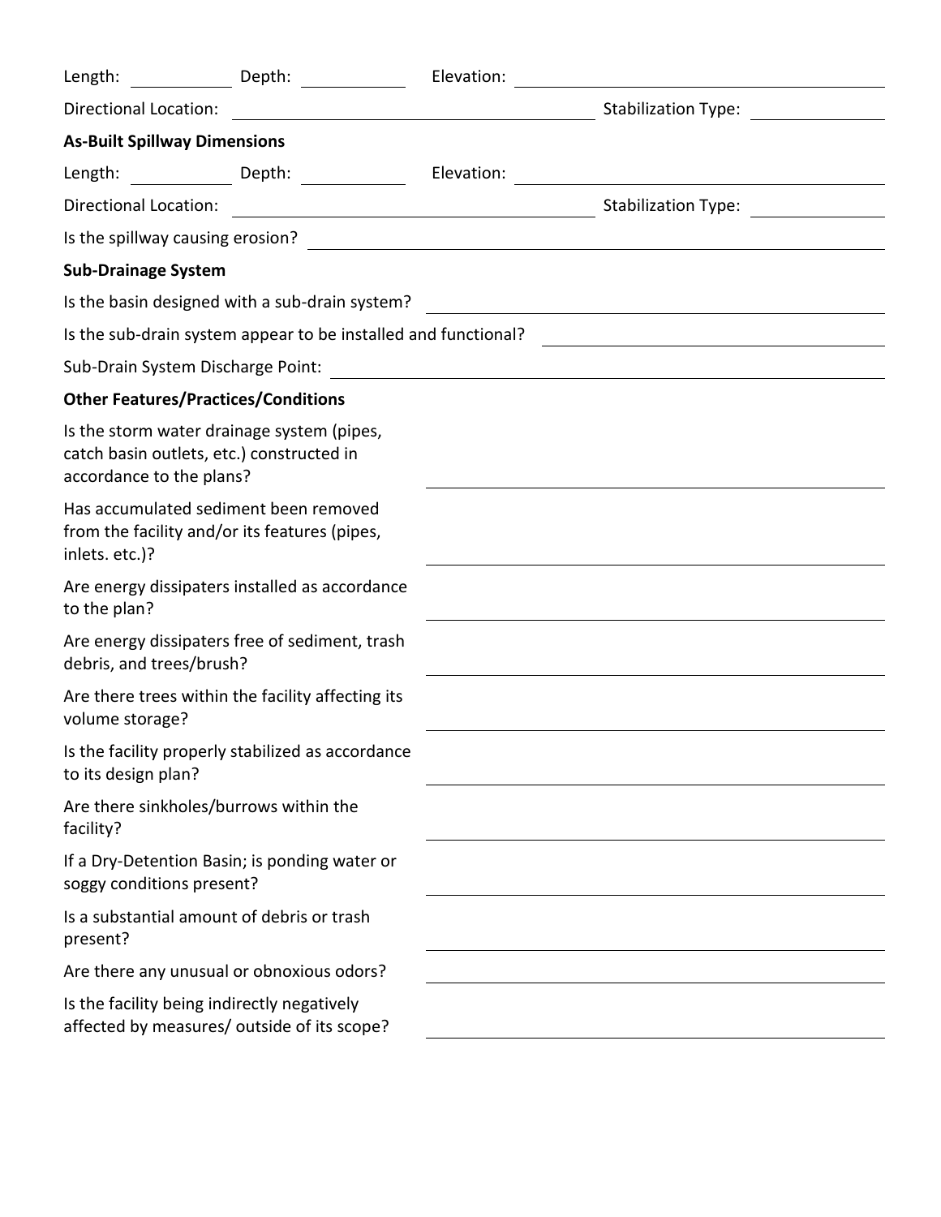Length: ____________ Depth: ____________ Elevation: ______________________________

Directional Location: ______________________________ Stabilization Type: ______________

**As-Built Spillway Dimensions**

Length: ____________ Depth: ____________ Elevation: ______________________________

Directional Location: ______________________________ Stabilization Type: ______________

Is the spillway causing erosion? ______________________________

**Sub-Drainage System**

Is the basin designed with a sub-drain system? ______________________________

Is the sub-drain system appear to be installed and functional? ______________________________

Sub-Drain System Discharge Point: ______________________________

**Other Features/Practices/Conditions**

Is the storm water drainage system (pipes, catch basin outlets, etc.) constructed in accordance to the plans? ______________________________

Has accumulated sediment been removed from the facility and/or its features (pipes, inlets. etc.)? ______________________________

Are energy dissipaters installed as accordance to the plan? ______________________________

Are energy dissipaters free of sediment, trash debris, and trees/brush? ______________________________

Are there trees within the facility affecting its volume storage? ______________________________

Is the facility properly stabilized as accordance to its design plan? ______________________________

Are there sinkholes/burrows within the facility? ______________________________

If a Dry-Detention Basin; is ponding water or soggy conditions present? ______________________________

Is a substantial amount of debris or trash present? ______________________________

Are there any unusual or obnoxious odors? ______________________________

Is the facility being indirectly negatively affected by measures/ outside of its scope? ______________________________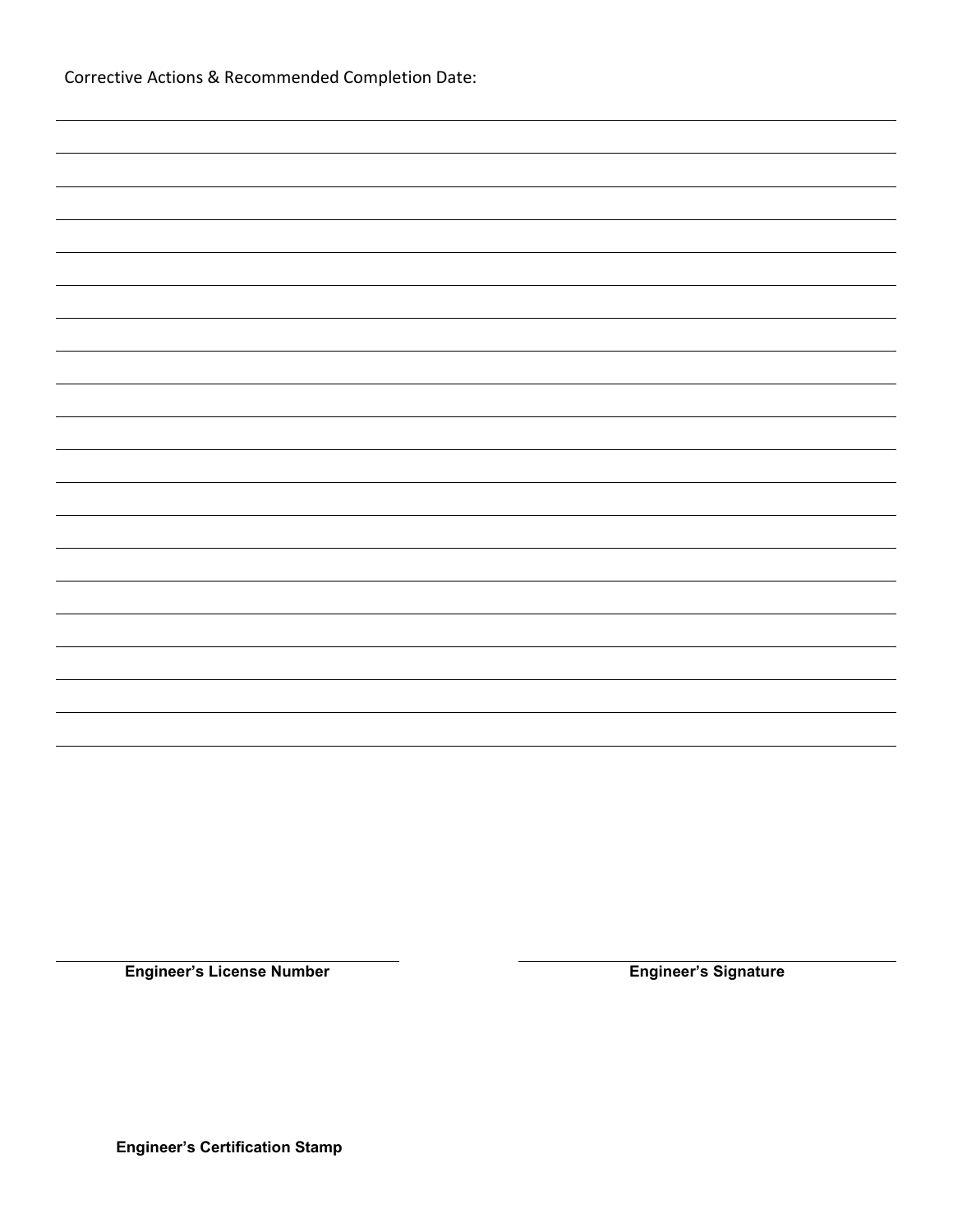Corrective Actions & Recommended Completion Date:

**Engineer's License Number**

**Engineer's Signature**

**Engineer's Certification Stamp**